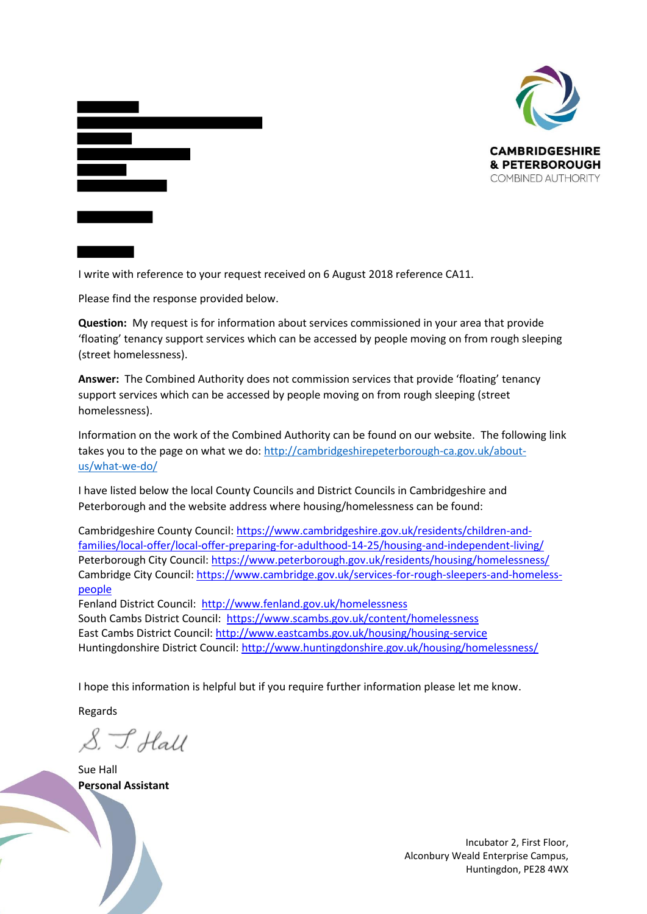CAMBRIDGESHIRE & PETERBOROUGH COMBINED AUTHORITY

I write with reference to your request received on 6 August 2018 reference CA11.

Please find the response provided below.

**Question:** My request is for information about services commissioned in your area that provide 'floating' tenancy support services which can be accessed by people moving on from rough sleeping (street homelessness).

**Answer:** The Combined Authority does not commission services that provide 'floating' tenancy support services which can be accessed by people moving on from rough sleeping (street homelessness).

Information on the work of the Combined Authority can be found on our website. The following link takes you to the page on what we do: http://cambridgeshirepeterborough-ca.gov.uk/about-us/what-we-do/

I have listed below the local County Councils and District Councils in Cambridgeshire and Peterborough and the website address where housing/homelessness can be found:

Cambridgeshire County Council: https://www.cambridgeshire.gov.uk/residents/children-and-families/local-offer/local-offer-preparing-for-adulthood-14-25/housing-and-independent-living/
Peterborough City Council: https://www.peterborough.gov.uk/residents/housing/homelessness/
Cambridge City Council: https://www.cambridge.gov.uk/services-for-rough-sleepers-and-homeless-people
Fenland District Council: http://www.fenland.gov.uk/homelessness
South Cambs District Council: https://www.scambs.gov.uk/content/homelessness
East Cambs District Council: http://www.eastcambs.gov.uk/housing/housing-service
Huntingdonshire District Council: http://www.huntingdonshire.gov.uk/housing/homelessness/

I hope this information is helpful but if you require further information please let me know.

Regards

S. J. Hall

Sue Hall
**Personal Assistant**

Incubator 2, First Floor,
Alconbury Weald Enterprise Campus,
Huntingdon, PE28 4WX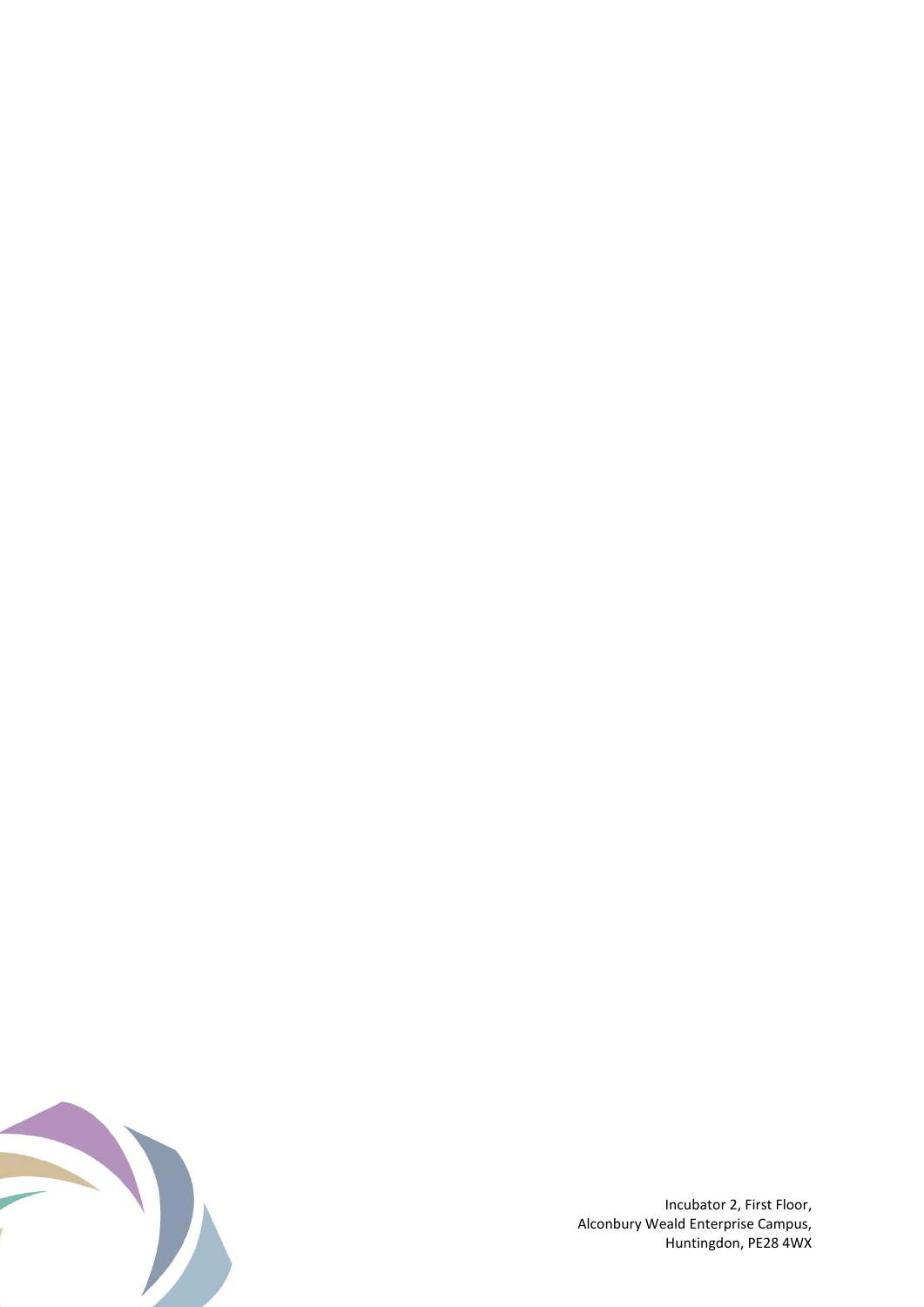Incubator 2, First Floor,
Alconbury Weald Enterprise Campus,
Huntingdon, PE28 4WX